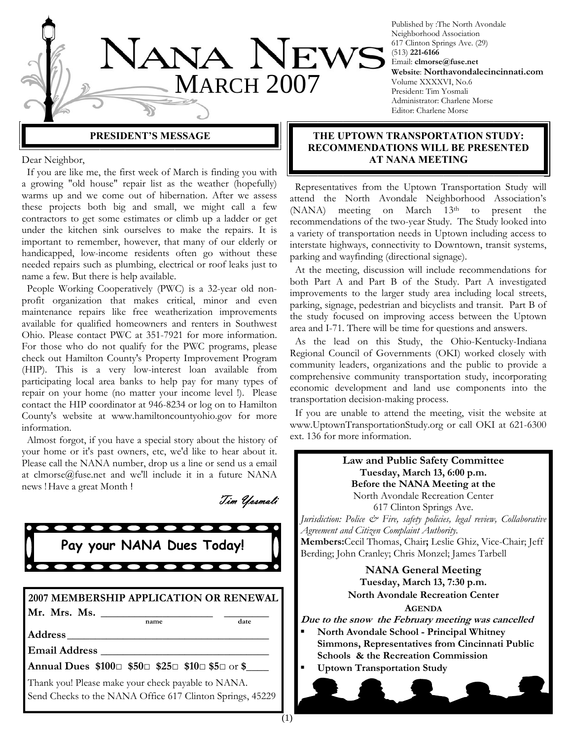# NANA NEWS
## MARCH 2007

Published by :The North Avondale Neighborhood Association
617 Clinton Springs Ave. (29)
(513) **221-6166**
Email: **clmorse@fuse.net**
**Website**: **Northavondalecincinnati.com**
Volume XXXXVI, No.6
President: Tim Yosmali
Administrator: Charlene Morse
Editor: Charlene Morse

## PRESIDENT'S MESSAGE

Dear Neighbor,

If you are like me, the first week of March is finding you with a growing "old house" repair list as the weather (hopefully) warms up and we come out of hibernation. After we assess these projects both big and small, we might call a few contractors to get some estimates or climb up a ladder or get under the kitchen sink ourselves to make the repairs. It is important to remember, however, that many of our elderly or handicapped, low-income residents often go without these needed repairs such as plumbing, electrical or roof leaks just to name a few. But there is help available.

People Working Cooperatively (PWC) is a 32-year old non-profit organization that makes critical, minor and even maintenance repairs like free weatherization improvements available for qualified homeowners and renters in Southwest Ohio. Please contact PWC at 351-7921 for more information. For those who do not qualify for the PWC programs, please check out Hamilton County's Property Improvement Program (HIP). This is a very low-interest loan available from participating local area banks to help pay for many types of repair on your home (no matter your income level !). Please contact the HIP coordinator at 946-8234 or log on to Hamilton County's website at www.hamiltoncountyohio.gov for more information.

Almost forgot, if you have a special story about the history of your home or it's past owners, etc, we'd like to hear about it. Please call the NANA number, drop us a line or send us a email at clmorse@fuse.net and we'll include it in a future NANA news ! Have a great Month !

*Tim Yosmali*

**Pay your NANA Dues Today!**

**2007 MEMBERSHIP APPLICATION OR RENEWAL**

**Mr. Mrs. Ms.** ____________________ ________
name date

**Address** ___________________________________

**Email Address** ______________________________

**Annual Dues $100□ $50□ $25□ $10□ $5□** or **$**____

Thank you! Please make your check payable to NANA.
Send Checks to the NANA Office 617 Clinton Springs, 45229

## THE UPTOWN TRANSPORTATION STUDY: RECOMMENDATIONS WILL BE PRESENTED AT NANA MEETING

Representatives from the Uptown Transportation Study will attend the North Avondale Neighborhood Association's (NANA) meeting on March 13th to present the recommendations of the two-year Study. The Study looked into a variety of transportation needs in Uptown including access to interstate highways, connectivity to Downtown, transit systems, parking and wayfinding (directional signage).

At the meeting, discussion will include recommendations for both Part A and Part B of the Study. Part A investigated improvements to the larger study area including local streets, parking, signage, pedestrian and bicyclists and transit. Part B of the study focused on improving access between the Uptown area and I-71. There will be time for questions and answers.

As the lead on this Study, the Ohio-Kentucky-Indiana Regional Council of Governments (OKI) worked closely with community leaders, organizations and the public to provide a comprehensive community transportation study, incorporating economic development and land use components into the transportation decision-making process.

If you are unable to attend the meeting, visit the website at www.UptownTransportationStudy.org or call OKI at 621-6300 ext. 136 for more information.

**Law and Public Safety Committee**
**Tuesday, March 13, 6:00 p.m.**
**Before the NANA Meeting at the**
North Avondale Recreation Center
617 Clinton Springs Ave.

*Jurisdiction: Police & Fire, safety policies, legal review, Collaborative Agreement and Citizen Complaint Authority.*

**Members:** Cecil Thomas, Chair**;** Leslie Ghiz, Vice-Chair; Jeff Berding; John Cranley; Chris Monzel; James Tarbell

**NANA General Meeting**
**Tuesday, March 13, 7:30 p.m.**
**North Avondale Recreation Center**

**AGENDA**

***Due to the snow the February meeting was cancelled***

- **North Avondale School - Principal Whitney Simmons, Representatives from Cincinnati Public Schools & the Recreation Commission**
- **Uptown Transportation Study**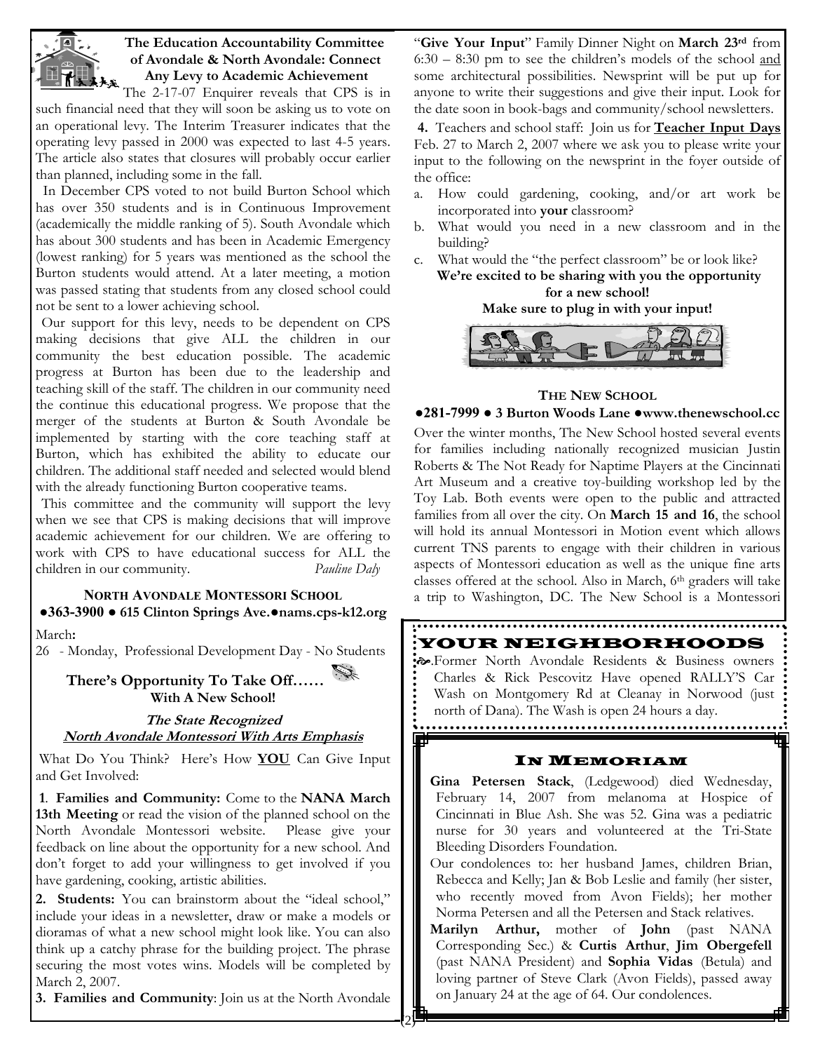### The Education Accountability Committee of Avondale & North Avondale: Connect Any Levy to Academic Achievement

The 2-17-07 Enquirer reveals that CPS is in such financial need that they will soon be asking us to vote on an operational levy. The Interim Treasurer indicates that the operating levy passed in 2000 was expected to last 4-5 years. The article also states that closures will probably occur earlier than planned, including some in the fall.

In December CPS voted to not build Burton School which has over 350 students and is in Continuous Improvement (academically the middle ranking of 5). South Avondale which has about 300 students and has been in Academic Emergency (lowest ranking) for 5 years was mentioned as the school the Burton students would attend. At a later meeting, a motion was passed stating that students from any closed school could not be sent to a lower achieving school.

Our support for this levy, needs to be dependent on CPS making decisions that give ALL the children in our community the best education possible. The academic progress at Burton has been due to the leadership and teaching skill of the staff. The children in our community need the continue this educational progress. We propose that the merger of the students at Burton & South Avondale be implemented by starting with the core teaching staff at Burton, which has exhibited the ability to educate our children. The additional staff needed and selected would blend with the already functioning Burton cooperative teams.

This committee and the community will support the levy when we see that CPS is making decisions that will improve academic achievement for our children. We are offering to work with CPS to have educational success for ALL the children in our community. *Pauline Daly*

### NORTH AVONDALE MONTESSORI SCHOOL

**●363-3900 ● 615 Clinton Springs Ave.●nams.cps-k12.org**

March**:**

26 - Monday, Professional Development Day - No Students

**There's Opportunity To Take Off……**
**With A New School!**

***The State Recognized***
***North Avondale Montessori With Arts Emphasis***

What Do You Think? Here's How **YOU** Can Give Input and Get Involved:

**1**. **Families and Community:** Come to the **NANA March 13th Meeting** or read the vision of the planned school on the North Avondale Montessori website. Please give your feedback on line about the opportunity for a new school. And don't forget to add your willingness to get involved if you have gardening, cooking, artistic abilities.

**2. Students:** You can brainstorm about the "ideal school," include your ideas in a newsletter, draw or make a models or dioramas of what a new school might look like. You can also think up a catchy phrase for the building project. The phrase securing the most votes wins. Models will be completed by March 2, 2007.

**3. Families and Community**: Join us at the North Avondale "**Give Your Input**" Family Dinner Night on **March 23rd** from 6:30 – 8:30 pm to see the children's models of the school and some architectural possibilities. Newsprint will be put up for anyone to write their suggestions and give their input. Look for the date soon in book-bags and community/school newsletters.

**4.** Teachers and school staff: Join us for **Teacher Input Days** Feb. 27 to March 2, 2007 where we ask you to please write your input to the following on the newsprint in the foyer outside of the office:

a. How could gardening, cooking, and/or art work be incorporated into **your** classroom?
b. What would you need in a new classroom and in the building?
c. What would the "the perfect classroom" be or look like?

**We're excited to be sharing with you the opportunity for a new school!**
**Make sure to plug in with your input!**

### THE NEW SCHOOL

**●281-7999 ● 3 Burton Woods Lane ●www.thenewschool.cc**

Over the winter months, The New School hosted several events for families including nationally recognized musician Justin Roberts & The Not Ready for Naptime Players at the Cincinnati Art Museum and a creative toy-building workshop led by the Toy Lab. Both events were open to the public and attracted families from all over the city. On **March 15 and 16**, the school will hold its annual Montessori in Motion event which allows current TNS parents to engage with their children in various aspects of Montessori education as well as the unique fine arts classes offered at the school. Also in March, 6th graders will take a trip to Washington, DC. The New School is a Montessori

## YOUR NEIGHBORHOODS

Former North Avondale Residents & Business owners Charles & Rick Pescovitz Have opened RALLY'S Car Wash on Montgomery Rd at Cleanay in Norwood (just north of Dana). The Wash is open 24 hours a day.

## IN MEMORIAM

**Gina Petersen Stack**, (Ledgewood) died Wednesday, February 14, 2007 from melanoma at Hospice of Cincinnati in Blue Ash. She was 52. Gina was a pediatric nurse for 30 years and volunteered at the Tri-State Bleeding Disorders Foundation.

Our condolences to: her husband James, children Brian, Rebecca and Kelly; Jan & Bob Leslie and family (her sister, who recently moved from Avon Fields); her mother Norma Petersen and all the Petersen and Stack relatives.

**Marilyn Arthur,** mother of **John** (past NANA Corresponding Sec.) & **Curtis Arthur**, **Jim Obergefell** (past NANA President) and **Sophia Vidas** (Betula) and loving partner of Steve Clark (Avon Fields), passed away on January 24 at the age of 64. Our condolences.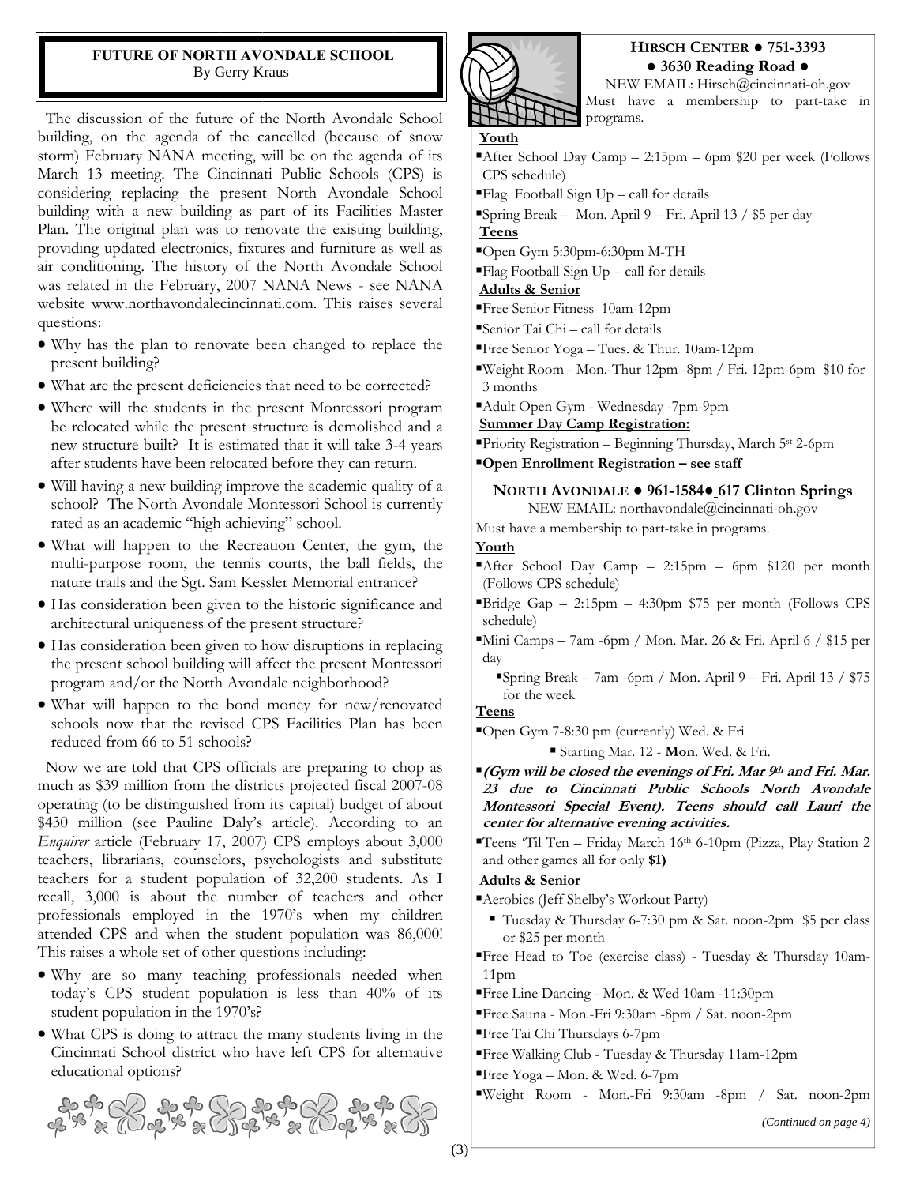## FUTURE OF NORTH AVONDALE SCHOOL

By Gerry Kraus

The discussion of the future of the North Avondale School building, on the agenda of the cancelled (because of snow storm) February NANA meeting, will be on the agenda of its March 13 meeting. The Cincinnati Public Schools (CPS) is considering replacing the present North Avondale School building with a new building as part of its Facilities Master Plan. The original plan was to renovate the existing building, providing updated electronics, fixtures and furniture as well as air conditioning. The history of the North Avondale School was related in the February, 2007 NANA News - see NANA website www.northavondalecincinnati.com. This raises several questions:

- Why has the plan to renovate been changed to replace the present building?
- What are the present deficiencies that need to be corrected?
- Where will the students in the present Montessori program be relocated while the present structure is demolished and a new structure built? It is estimated that it will take 3-4 years after students have been relocated before they can return.
- Will having a new building improve the academic quality of a school? The North Avondale Montessori School is currently rated as an academic "high achieving" school.
- What will happen to the Recreation Center, the gym, the multi-purpose room, the tennis courts, the ball fields, the nature trails and the Sgt. Sam Kessler Memorial entrance?
- Has consideration been given to the historic significance and architectural uniqueness of the present structure?
- Has consideration been given to how disruptions in replacing the present school building will affect the present Montessori program and/or the North Avondale neighborhood?
- What will happen to the bond money for new/renovated schools now that the revised CPS Facilities Plan has been reduced from 66 to 51 schools?

Now we are told that CPS officials are preparing to chop as much as $39 million from the districts projected fiscal 2007-08 operating (to be distinguished from its capital) budget of about $430 million (see Pauline Daly's article). According to an *Enquirer* article (February 17, 2007) CPS employs about 3,000 teachers, librarians, counselors, psychologists and substitute teachers for a student population of 32,200 students. As I recall, 3,000 is about the number of teachers and other professionals employed in the 1970's when my children attended CPS and when the student population was 86,000! This raises a whole set of other questions including:

- Why are so many teaching professionals needed when today's CPS student population is less than 40% of its student population in the 1970's?
- What CPS is doing to attract the many students living in the Cincinnati School district who have left CPS for alternative educational options?

## HIRSCH CENTER ● 751-3393
**● 3630 Reading Road ●**

NEW EMAIL: Hirsch@cincinnati-oh.gov

Must have a membership to part-take in programs.

**Youth**

- After School Day Camp – 2:15pm – 6pm $20 per week (Follows CPS schedule)
- Flag Football Sign Up – call for details
- Spring Break – Mon. April 9 – Fri. April 13 / $5 per day

**Teens**

- Open Gym 5:30pm-6:30pm M-TH
- Flag Football Sign Up – call for details

**Adults & Senior**

- Free Senior Fitness 10am-12pm
- Senior Tai Chi – call for details
- Free Senior Yoga – Tues. & Thur. 10am-12pm
- Weight Room - Mon.-Thur 12pm -8pm / Fri. 12pm-6pm $10 for 3 months
- Adult Open Gym - Wednesday -7pm-9pm

**Summer Day Camp Registration:**

- Priority Registration – Beginning Thursday, March 5st 2-6pm
- **Open Enrollment Registration – see staff**

## NORTH AVONDALE ● 961-1584● 617 Clinton Springs

NEW EMAIL: northavondale@cincinnati-oh.gov

Must have a membership to part-take in programs.

**Youth**

- After School Day Camp – 2:15pm – 6pm $120 per month (Follows CPS schedule)
- Bridge Gap – 2:15pm – 4:30pm $75 per month (Follows CPS schedule)
- Mini Camps – 7am -6pm / Mon. Mar. 26 & Fri. April 6 / $15 per day
  - Spring Break – 7am -6pm / Mon. April 9 – Fri. April 13 / $75 for the week

**Teens**

- Open Gym 7-8:30 pm (currently) Wed. & Fri
  - Starting Mar. 12 - **Mon**. Wed. & Fri.
- ***(Gym will be closed the evenings of Fri. Mar 9th and Fri. Mar. 23 due to Cincinnati Public Schools North Avondale Montessori Special Event). Teens should call Lauri the center for alternative evening activities.***
- Teens 'Til Ten – Friday March 16th 6-10pm (Pizza, Play Station 2 and other games all for only **$1)**

**Adults & Senior**

- Aerobics (Jeff Shelby's Workout Party)
  - Tuesday & Thursday 6-7:30 pm & Sat. noon-2pm $5 per class or $25 per month
- Free Head to Toe (exercise class) - Tuesday & Thursday 10am-11pm
- Free Line Dancing - Mon. & Wed 10am -11:30pm
- Free Sauna - Mon.-Fri 9:30am -8pm / Sat. noon-2pm
- Free Tai Chi Thursdays 6-7pm
- Free Walking Club - Tuesday & Thursday 11am-12pm
- Free Yoga – Mon. & Wed. 6-7pm
- Weight Room - Mon.-Fri 9:30am -8pm / Sat. noon-2pm

*(Continued on page 4)*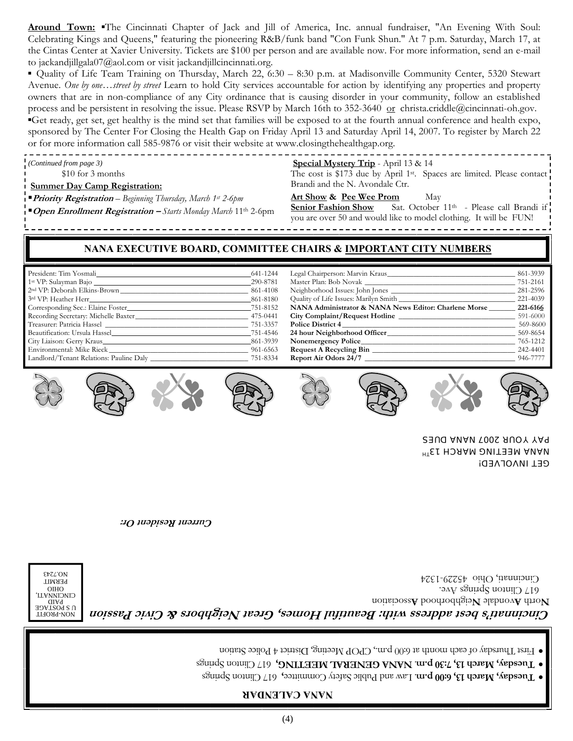**Around Town:** ▪The Cincinnati Chapter of Jack and Jill of America, Inc. annual fundraiser, "An Evening With Soul: Celebrating Kings and Queens," featuring the pioneering R&B/funk band "Con Funk Shun." At 7 p.m. Saturday, March 17, at the Cintas Center at Xavier University. Tickets are $100 per person and are available now. For more information, send an e-mail to jackandjillgala07@aol.com or visit jackandjillcincinnati.org.

▪ Quality of Life Team Training on Thursday, March 22, 6:30 – 8:30 p.m. at Madisonville Community Center, 5320 Stewart Avenue. *One by one…street by street* Learn to hold City services accountable for action by identifying any properties and property owners that are in non-compliance of any City ordinance that is causing disorder in your community, follow an established process and be persistent in resolving the issue. Please RSVP by March 16th to 352-3640 or christa.criddle@cincinnati-oh.gov.

▪Get ready, get set, get healthy is the mind set that families will be exposed to at the fourth annual conference and health expo, sponsored by The Center For Closing the Health Gap on Friday April 13 and Saturday April 14, 2007. To register by March 22 or for more information call 585-9876 or visit their website at www.closingthehealthgap.org.

*(Continued from page 3)*

$10 for 3 months

**Summer Day Camp Registration:**

- ***Priority Registration*** – *Beginning Thursday, March 1st 2-6pm*
- ***Open Enrollment Registration –*** *Starts Monday March* 11th 2-6pm

**Special Mystery Trip** - April 13 & 14
The cost is $173 due by April 1st. Spaces are limited. Please contact Brandi and the N. Avondale Ctr.

**Art Show & Pee Wee Prom** May

**Senior Fashion Show** Sat. October 11th - Please call Brandi if you are over 50 and would like to model clothing. It will be FUN!

## NANA EXECUTIVE BOARD, COMMITTEE CHAIRS & IMPORTANT CITY NUMBERS

| | | | |
|---|---|---|---|
| President: Tim Yosmali | 641-1244 | Legal Chairperson: Marvin Kraus | 861-3939 |
| 1st VP: Sulayman Bajo | 290-8781 | Master Plan: Bob Novak | 751-2161 |
| 2nd VP: Deborah Elkins-Brown | 861-4108 | Neighborhood Issues: John Jones | 281-2596 |
| 3rd VP: Heather Herr | 861-8180 | Quality of Life Issues: Marilyn Smith | 221-4039 |
| Corresponding Sec.: Elaine Foster | 751-8152 | **NANA Administrator & NANA News Editor: Charlene Morse** | **221-6166** |
| Recording Secretary: Michelle Baxter | 475-0441 | **City Complaint/Request Hotline** | 591-6000 |
| Treasurer: Patricia Hassel | 751-3357 | **Police District 4** | 569-8600 |
| Beautification: Ursula Hassel | 751-4546 | **24 hour Neighborhood Officer** | 569-8654 |
| City Liaison: Gerry Kraus | 861-3939 | **Nonemergency Police** | 765-1212 |
| Environmental: Mike Rieck | 961-6563 | **Request A Recycling Bin** | 242-4401 |
| Landlord/Tenant Relations: Pauline Daly | 751-8334 | **Report Air Odors 24/7** | 946-7777 |

GET INVOLVED!
NANA MEETING MARCH 13TH
PAY YOUR 2007 NANA DUES

*Current Resident Or:*

***Cincinnati's best address with: Beautiful Homes, Great Neighbors & Civic Passion***

**N**orth **A**vondale **N**eighborhood **A**ssociation
617 Clinton Springs Ave.
Cincinnati, Ohio 45229-1324

NON-PROFIT
U S POSTAGE
PAID
CINCINNATI,
OHIO
PERMIT
NO.7243

### NANA CALENDAR

- **Tuesday, March 13, 6:00 p.m**. Law and Public Safety Committee, 617 Clinton Springs
- **Tuesday, March 13, 7:30 p.m**. **NANA GENERAL MEETING**, 617 Clinton Springs
- First Thursday of each month at 6:00 p.m., CPOP Meeting, District 4 Police Station